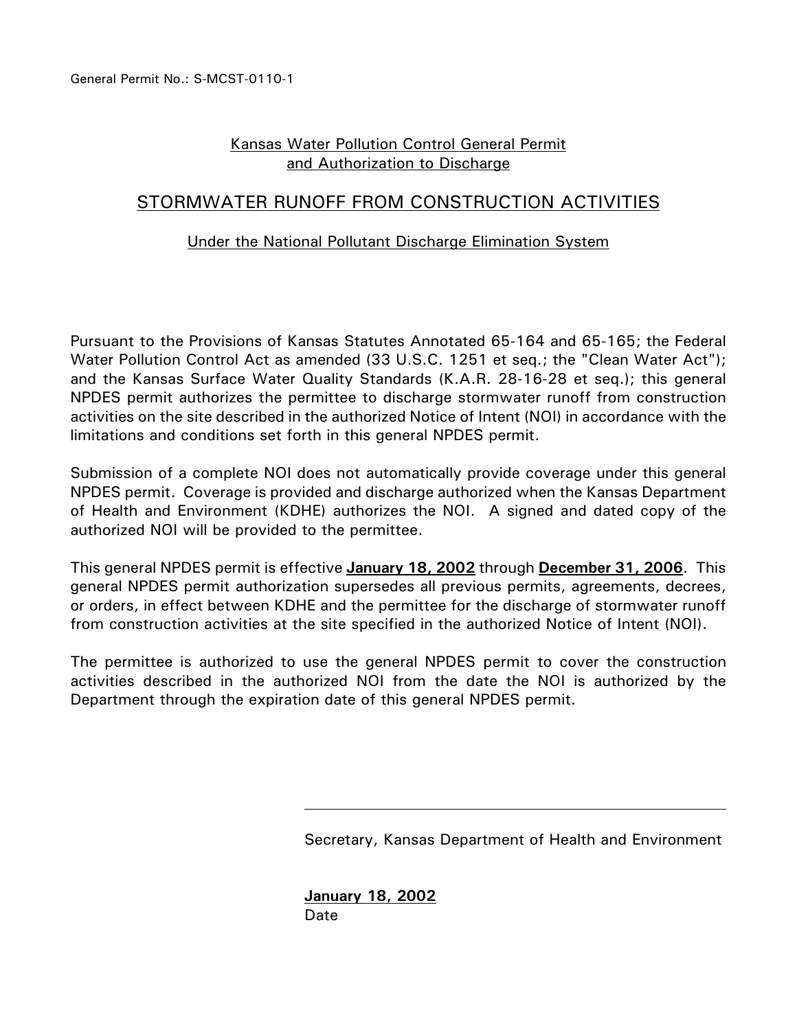General Permit No.: S-MCST-0110-1

Kansas Water Pollution Control General Permit
and Authorization to Discharge

# STORMWATER RUNOFF FROM CONSTRUCTION ACTIVITIES

Under the National Pollutant Discharge Elimination System

Pursuant to the Provisions of Kansas Statutes Annotated 65-164 and 65-165; the Federal Water Pollution Control Act as amended (33 U.S.C. 1251 et seq.; the "Clean Water Act"); and the Kansas Surface Water Quality Standards (K.A.R. 28-16-28 et seq.); this general NPDES permit authorizes the permittee to discharge stormwater runoff from construction activities on the site described in the authorized Notice of Intent (NOI) in accordance with the limitations and conditions set forth in this general NPDES permit.

Submission of a complete NOI does not automatically provide coverage under this general NPDES permit. Coverage is provided and discharge authorized when the Kansas Department of Health and Environment (KDHE) authorizes the NOI. A signed and dated copy of the authorized NOI will be provided to the permittee.

This general NPDES permit is effective **January 18, 2002** through **December 31, 2006**. This general NPDES permit authorization supersedes all previous permits, agreements, decrees, or orders, in effect between KDHE and the permittee for the discharge of stormwater runoff from construction activities at the site specified in the authorized Notice of Intent (NOI).

The permittee is authorized to use the general NPDES permit to cover the construction activities described in the authorized NOI from the date the NOI is authorized by the Department through the expiration date of this general NPDES permit.

\_\_\_\_\_\_\_\_\_\_\_\_\_\_\_\_\_\_\_\_\_\_\_\_\_\_\_\_\_\_\_\_\_\_\_\_\_\_\_\_

Secretary, Kansas Department of Health and Environment

**January 18, 2002**
Date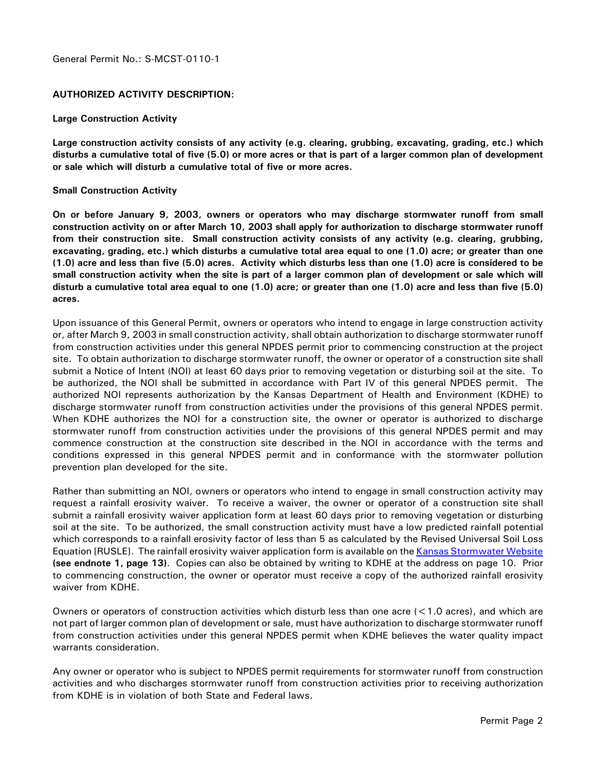General Permit No.: S-MCST-0110-1

**AUTHORIZED ACTIVITY DESCRIPTION:**

**Large Construction Activity**

**Large construction activity consists of any activity (e.g. clearing, grubbing, excavating, grading, etc.) which disturbs a cumulative total of five (5.0) or more acres or that is part of a larger common plan of development or sale which will disturb a cumulative total of five or more acres.**

**Small Construction Activity**

**On or before January 9, 2003, owners or operators who may discharge stormwater runoff from small construction activity on or after March 10, 2003 shall apply for authorization to discharge stormwater runoff from their construction site. Small construction activity consists of any activity (e.g. clearing, grubbing, excavating, grading, etc.) which disturbs a cumulative total area equal to one (1.0) acre; or greater than one (1.0) acre and less than five (5.0) acres. Activity which disturbs less than one (1.0) acre is considered to be small construction activity when the site is part of a larger common plan of development or sale which will disturb a cumulative total area equal to one (1.0) acre; or greater than one (1.0) acre and less than five (5.0) acres.**

Upon issuance of this General Permit, owners or operators who intend to engage in large construction activity or, after March 9, 2003 in small construction activity, shall obtain authorization to discharge stormwater runoff from construction activities under this general NPDES permit prior to commencing construction at the project site. To obtain authorization to discharge stormwater runoff, the owner or operator of a construction site shall submit a Notice of Intent (NOI) at least 60 days prior to removing vegetation or disturbing soil at the site. To be authorized, the NOI shall be submitted in accordance with Part IV of this general NPDES permit. The authorized NOI represents authorization by the Kansas Department of Health and Environment (KDHE) to discharge stormwater runoff from construction activities under the provisions of this general NPDES permit. When KDHE authorizes the NOI for a construction site, the owner or operator is authorized to discharge stormwater runoff from construction activities under the provisions of this general NPDES permit and may commence construction at the construction site described in the NOI in accordance with the terms and conditions expressed in this general NPDES permit and in conformance with the stormwater pollution prevention plan developed for the site.

Rather than submitting an NOI, owners or operators who intend to engage in small construction activity may request a rainfall erosivity waiver. To receive a waiver, the owner or operator of a construction site shall submit a rainfall erosivity waiver application form at least 60 days prior to removing vegetation or disturbing soil at the site. To be authorized, the small construction activity must have a low predicted rainfall potential which corresponds to a rainfall erosivity factor of less than 5 as calculated by the Revised Universal Soil Loss Equation [RUSLE]. The rainfall erosivity waiver application form is available on the Kansas Stormwater Website **(see endnote 1, page 13)**. Copies can also be obtained by writing to KDHE at the address on page 10. Prior to commencing construction, the owner or operator must receive a copy of the authorized rainfall erosivity waiver from KDHE.

Owners or operators of construction activities which disturb less than one acre (<1.0 acres), and which are not part of larger common plan of development or sale, must have authorization to discharge stormwater runoff from construction activities under this general NPDES permit when KDHE believes the water quality impact warrants consideration.

Any owner or operator who is subject to NPDES permit requirements for stormwater runoff from construction activities and who discharges stormwater runoff from construction activities prior to receiving authorization from KDHE is in violation of both State and Federal laws.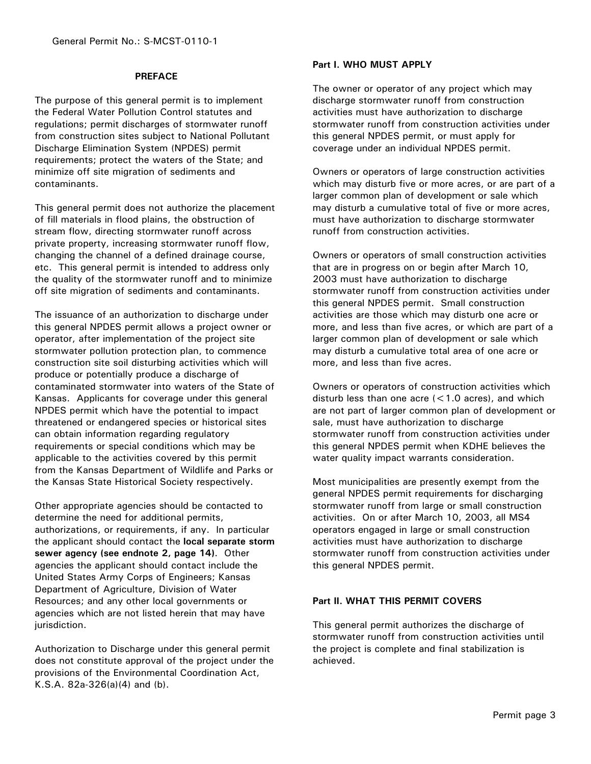General Permit No.: S-MCST-0110-1

## PREFACE

The purpose of this general permit is to implement the Federal Water Pollution Control statutes and regulations; permit discharges of stormwater runoff from construction sites subject to National Pollutant Discharge Elimination System (NPDES) permit requirements; protect the waters of the State; and minimize off site migration of sediments and contaminants.

This general permit does not authorize the placement of fill materials in flood plains, the obstruction of stream flow, directing stormwater runoff across private property, increasing stormwater runoff flow, changing the channel of a defined drainage course, etc. This general permit is intended to address only the quality of the stormwater runoff and to minimize off site migration of sediments and contaminants.

The issuance of an authorization to discharge under this general NPDES permit allows a project owner or operator, after implementation of the project site stormwater pollution protection plan, to commence construction site soil disturbing activities which will produce or potentially produce a discharge of contaminated stormwater into waters of the State of Kansas. Applicants for coverage under this general NPDES permit which have the potential to impact threatened or endangered species or historical sites can obtain information regarding regulatory requirements or special conditions which may be applicable to the activities covered by this permit from the Kansas Department of Wildlife and Parks or the Kansas State Historical Society respectively.

Other appropriate agencies should be contacted to determine the need for additional permits, authorizations, or requirements, if any. In particular the applicant should contact the **local separate storm sewer agency (see endnote 2, page 14)**. Other agencies the applicant should contact include the United States Army Corps of Engineers; Kansas Department of Agriculture, Division of Water Resources; and any other local governments or agencies which are not listed herein that may have jurisdiction.

Authorization to Discharge under this general permit does not constitute approval of the project under the provisions of the Environmental Coordination Act, K.S.A. 82a-326(a)(4) and (b).

## Part I. WHO MUST APPLY

The owner or operator of any project which may discharge stormwater runoff from construction activities must have authorization to discharge stormwater runoff from construction activities under this general NPDES permit, or must apply for coverage under an individual NPDES permit.

Owners or operators of large construction activities which may disturb five or more acres, or are part of a larger common plan of development or sale which may disturb a cumulative total of five or more acres, must have authorization to discharge stormwater runoff from construction activities.

Owners or operators of small construction activities that are in progress on or begin after March 10, 2003 must have authorization to discharge stormwater runoff from construction activities under this general NPDES permit. Small construction activities are those which may disturb one acre or more, and less than five acres, or which are part of a larger common plan of development or sale which may disturb a cumulative total area of one acre or more, and less than five acres.

Owners or operators of construction activities which disturb less than one acre (<1.0 acres), and which are not part of larger common plan of development or sale, must have authorization to discharge stormwater runoff from construction activities under this general NPDES permit when KDHE believes the water quality impact warrants consideration.

Most municipalities are presently exempt from the general NPDES permit requirements for discharging stormwater runoff from large or small construction activities. On or after March 10, 2003, all MS4 operators engaged in large or small construction activities must have authorization to discharge stormwater runoff from construction activities under this general NPDES permit.

## Part II. WHAT THIS PERMIT COVERS

This general permit authorizes the discharge of stormwater runoff from construction activities until the project is complete and final stabilization is achieved.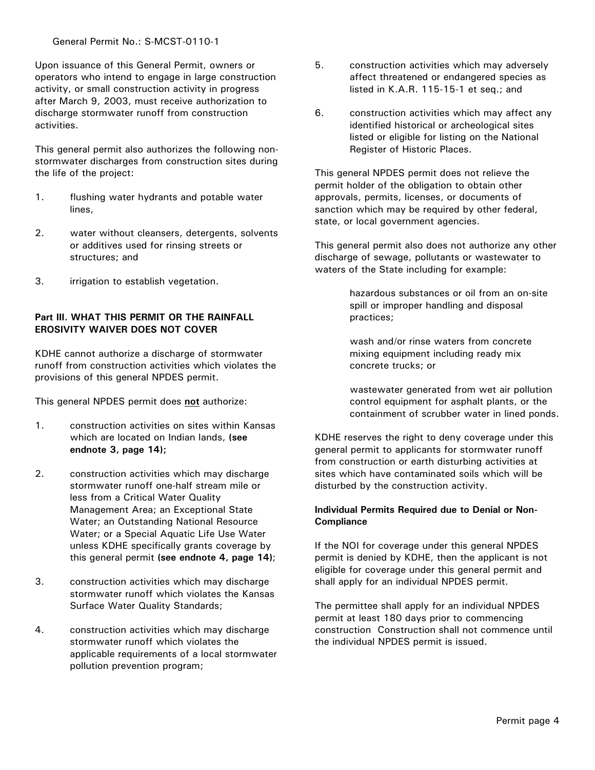Upon issuance of this General Permit, owners or operators who intend to engage in large construction activity, or small construction activity in progress after March 9, 2003, must receive authorization to discharge stormwater runoff from construction activities.

This general permit also authorizes the following non-stormwater discharges from construction sites during the life of the project:

1. flushing water hydrants and potable water lines,
2. water without cleansers, detergents, solvents or additives used for rinsing streets or structures; and
3. irrigation to establish vegetation.

#### Part III. WHAT THIS PERMIT OR THE RAINFALL EROSIVITY WAIVER DOES NOT COVER

KDHE cannot authorize a discharge of stormwater runoff from construction activities which violates the provisions of this general NPDES permit.

This general NPDES permit does **not** authorize:

1. construction activities on sites within Kansas which are located on Indian lands, **(see endnote 3, page 14);**
2. construction activities which may discharge stormwater runoff one-half stream mile or less from a Critical Water Quality Management Area; an Exceptional State Water; an Outstanding National Resource Water; or a Special Aquatic Life Use Water unless KDHE specifically grants coverage by this general permit **(see endnote 4, page 14)**;
3. construction activities which may discharge stormwater runoff which violates the Kansas Surface Water Quality Standards;
4. construction activities which may discharge stormwater runoff which violates the applicable requirements of a local stormwater pollution prevention program;
5. construction activities which may adversely affect threatened or endangered species as listed in K.A.R. 115-15-1 et seq.; and
6. construction activities which may affect any identified historical or archeological sites listed or eligible for listing on the National Register of Historic Places.

This general NPDES permit does not relieve the permit holder of the obligation to obtain other approvals, permits, licenses, or documents of sanction which may be required by other federal, state, or local government agencies.

This general permit also does not authorize any other discharge of sewage, pollutants or wastewater to waters of the State including for example:

> hazardous substances or oil from an on-site spill or improper handling and disposal practices;
>
> wash and/or rinse waters from concrete mixing equipment including ready mix concrete trucks; or
>
> wastewater generated from wet air pollution control equipment for asphalt plants, or the containment of scrubber water in lined ponds.

KDHE reserves the right to deny coverage under this general permit to applicants for stormwater runoff from construction or earth disturbing activities at sites which have contaminated soils which will be disturbed by the construction activity.

#### Individual Permits Required due to Denial or Non-Compliance

If the NOI for coverage under this general NPDES permit is denied by KDHE, then the applicant is not eligible for coverage under this general permit and shall apply for an individual NPDES permit.

The permittee shall apply for an individual NPDES permit at least 180 days prior to commencing construction Construction shall not commence until the individual NPDES permit is issued.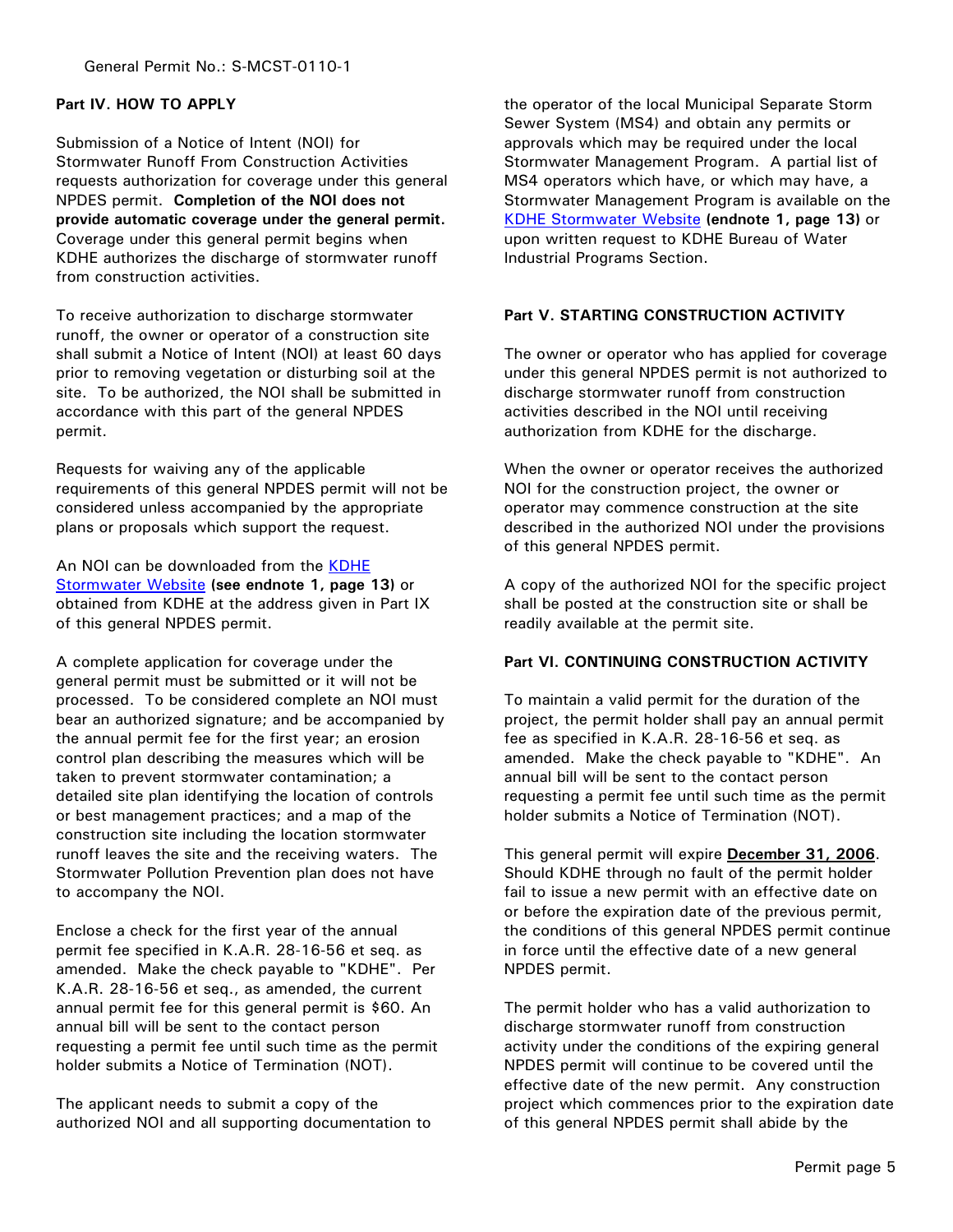## Part IV. HOW TO APPLY

Submission of a Notice of Intent (NOI) for Stormwater Runoff From Construction Activities requests authorization for coverage under this general NPDES permit. **Completion of the NOI does not provide automatic coverage under the general permit.** Coverage under this general permit begins when KDHE authorizes the discharge of stormwater runoff from construction activities.

To receive authorization to discharge stormwater runoff, the owner or operator of a construction site shall submit a Notice of Intent (NOI) at least 60 days prior to removing vegetation or disturbing soil at the site. To be authorized, the NOI shall be submitted in accordance with this part of the general NPDES permit.

Requests for waiving any of the applicable requirements of this general NPDES permit will not be considered unless accompanied by the appropriate plans or proposals which support the request.

An NOI can be downloaded from the KDHE Stormwater Website **(see endnote 1, page 13)** or obtained from KDHE at the address given in Part IX of this general NPDES permit.

A complete application for coverage under the general permit must be submitted or it will not be processed. To be considered complete an NOI must bear an authorized signature; and be accompanied by the annual permit fee for the first year; an erosion control plan describing the measures which will be taken to prevent stormwater contamination; a detailed site plan identifying the location of controls or best management practices; and a map of the construction site including the location stormwater runoff leaves the site and the receiving waters. The Stormwater Pollution Prevention plan does not have to accompany the NOI.

Enclose a check for the first year of the annual permit fee specified in K.A.R. 28-16-56 et seq. as amended. Make the check payable to "KDHE". Per K.A.R. 28-16-56 et seq., as amended, the current annual permit fee for this general permit is $60. An annual bill will be sent to the contact person requesting a permit fee until such time as the permit holder submits a Notice of Termination (NOT).

The applicant needs to submit a copy of the authorized NOI and all supporting documentation to the operator of the local Municipal Separate Storm Sewer System (MS4) and obtain any permits or approvals which may be required under the local Stormwater Management Program. A partial list of MS4 operators which have, or which may have, a Stormwater Management Program is available on the KDHE Stormwater Website **(endnote 1, page 13)** or upon written request to KDHE Bureau of Water Industrial Programs Section.

## Part V. STARTING CONSTRUCTION ACTIVITY

The owner or operator who has applied for coverage under this general NPDES permit is not authorized to discharge stormwater runoff from construction activities described in the NOI until receiving authorization from KDHE for the discharge.

When the owner or operator receives the authorized NOI for the construction project, the owner or operator may commence construction at the site described in the authorized NOI under the provisions of this general NPDES permit.

A copy of the authorized NOI for the specific project shall be posted at the construction site or shall be readily available at the permit site.

## Part VI. CONTINUING CONSTRUCTION ACTIVITY

To maintain a valid permit for the duration of the project, the permit holder shall pay an annual permit fee as specified in K.A.R. 28-16-56 et seq. as amended. Make the check payable to "KDHE". An annual bill will be sent to the contact person requesting a permit fee until such time as the permit holder submits a Notice of Termination (NOT).

This general permit will expire **December 31, 2006**. Should KDHE through no fault of the permit holder fail to issue a new permit with an effective date on or before the expiration date of the previous permit, the conditions of this general NPDES permit continue in force until the effective date of a new general NPDES permit.

The permit holder who has a valid authorization to discharge stormwater runoff from construction activity under the conditions of the expiring general NPDES permit will continue to be covered until the effective date of the new permit. Any construction project which commences prior to the expiration date of this general NPDES permit shall abide by the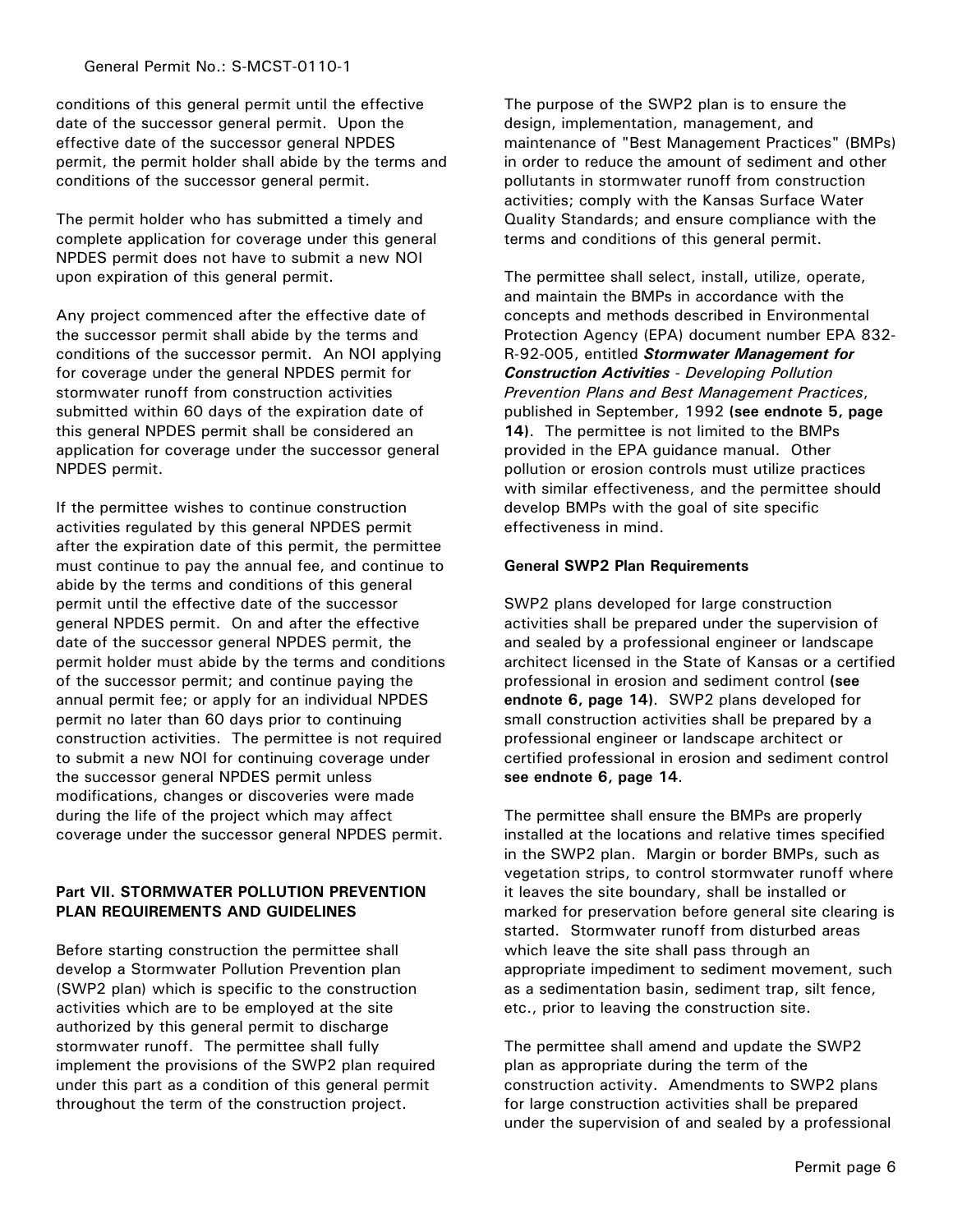conditions of this general permit until the effective date of the successor general permit. Upon the effective date of the successor general NPDES permit, the permit holder shall abide by the terms and conditions of the successor general permit.

The permit holder who has submitted a timely and complete application for coverage under this general NPDES permit does not have to submit a new NOI upon expiration of this general permit.

Any project commenced after the effective date of the successor permit shall abide by the terms and conditions of the successor permit. An NOI applying for coverage under the general NPDES permit for stormwater runoff from construction activities submitted within 60 days of the expiration date of this general NPDES permit shall be considered an application for coverage under the successor general NPDES permit.

If the permittee wishes to continue construction activities regulated by this general NPDES permit after the expiration date of this permit, the permittee must continue to pay the annual fee, and continue to abide by the terms and conditions of this general permit until the effective date of the successor general NPDES permit. On and after the effective date of the successor general NPDES permit, the permit holder must abide by the terms and conditions of the successor permit; and continue paying the annual permit fee; or apply for an individual NPDES permit no later than 60 days prior to continuing construction activities. The permittee is not required to submit a new NOI for continuing coverage under the successor general NPDES permit unless modifications, changes or discoveries were made during the life of the project which may affect coverage under the successor general NPDES permit.

## Part VII. STORMWATER POLLUTION PREVENTION PLAN REQUIREMENTS AND GUIDELINES

Before starting construction the permittee shall develop a Stormwater Pollution Prevention plan (SWP2 plan) which is specific to the construction activities which are to be employed at the site authorized by this general permit to discharge stormwater runoff. The permittee shall fully implement the provisions of the SWP2 plan required under this part as a condition of this general permit throughout the term of the construction project.

The purpose of the SWP2 plan is to ensure the design, implementation, management, and maintenance of "Best Management Practices" (BMPs) in order to reduce the amount of sediment and other pollutants in stormwater runoff from construction activities; comply with the Kansas Surface Water Quality Standards; and ensure compliance with the terms and conditions of this general permit.

The permittee shall select, install, utilize, operate, and maintain the BMPs in accordance with the concepts and methods described in Environmental Protection Agency (EPA) document number EPA 832-R-92-005, entitled ***Stormwater Management for Construction Activities*** *- Developing Pollution Prevention Plans and Best Management Practices*, published in September, 1992 **(see endnote 5, page 14)**. The permittee is not limited to the BMPs provided in the EPA guidance manual. Other pollution or erosion controls must utilize practices with similar effectiveness, and the permittee should develop BMPs with the goal of site specific effectiveness in mind.

### General SWP2 Plan Requirements

SWP2 plans developed for large construction activities shall be prepared under the supervision of and sealed by a professional engineer or landscape architect licensed in the State of Kansas or a certified professional in erosion and sediment control **(see endnote 6, page 14)**. SWP2 plans developed for small construction activities shall be prepared by a professional engineer or landscape architect or certified professional in erosion and sediment control **see endnote 6, page 14**.

The permittee shall ensure the BMPs are properly installed at the locations and relative times specified in the SWP2 plan. Margin or border BMPs, such as vegetation strips, to control stormwater runoff where it leaves the site boundary, shall be installed or marked for preservation before general site clearing is started. Stormwater runoff from disturbed areas which leave the site shall pass through an appropriate impediment to sediment movement, such as a sedimentation basin, sediment trap, silt fence, etc., prior to leaving the construction site.

The permittee shall amend and update the SWP2 plan as appropriate during the term of the construction activity. Amendments to SWP2 plans for large construction activities shall be prepared under the supervision of and sealed by a professional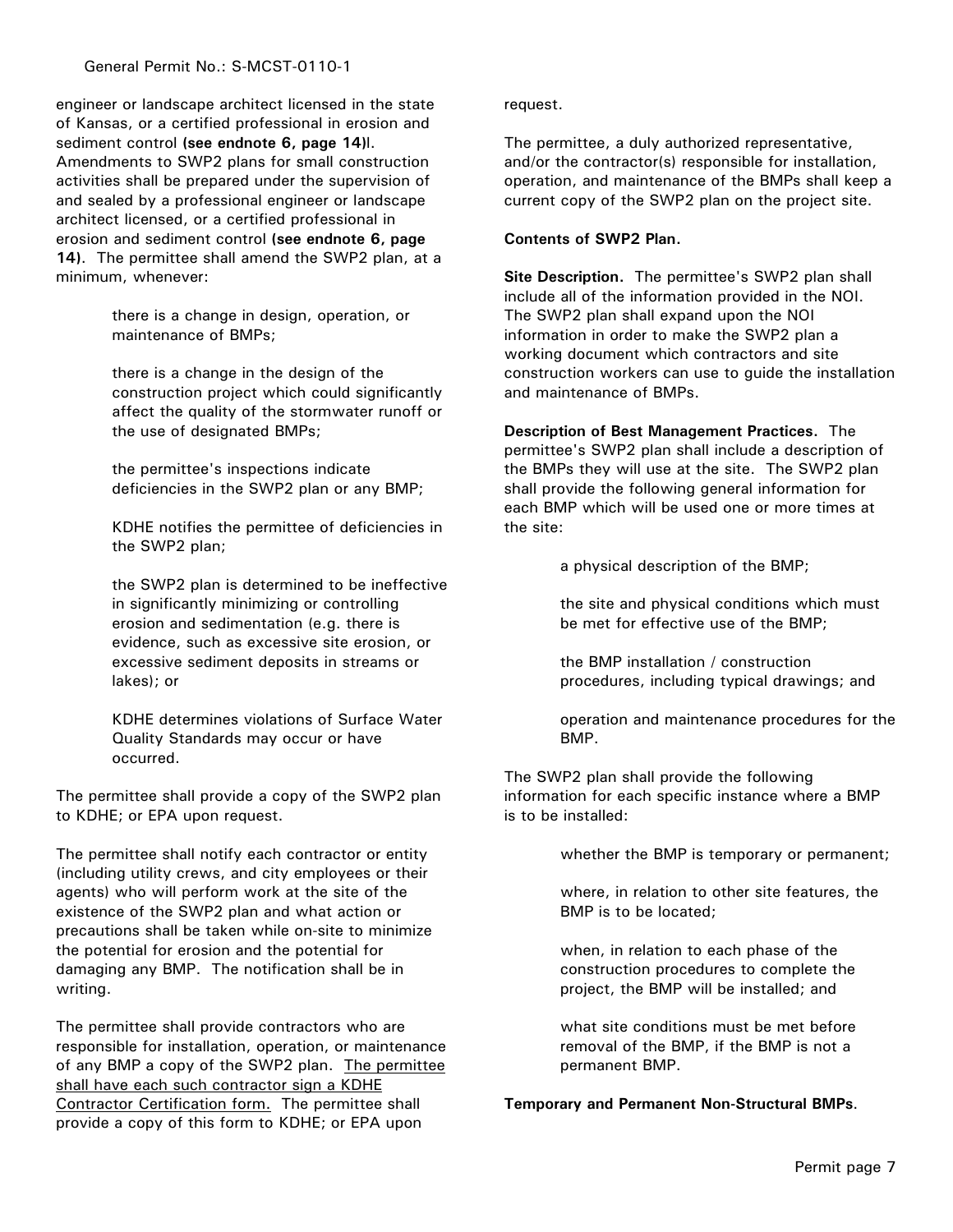engineer or landscape architect licensed in the state of Kansas, or a certified professional in erosion and sediment control **(see endnote 6, page 14)**l. Amendments to SWP2 plans for small construction activities shall be prepared under the supervision of and sealed by a professional engineer or landscape architect licensed, or a certified professional in erosion and sediment control **(see endnote 6, page 14)**. The permittee shall amend the SWP2 plan, at a minimum, whenever:

> there is a change in design, operation, or maintenance of BMPs;
>
> there is a change in the design of the construction project which could significantly affect the quality of the stormwater runoff or the use of designated BMPs;
>
> the permittee's inspections indicate deficiencies in the SWP2 plan or any BMP;
>
> KDHE notifies the permittee of deficiencies in the SWP2 plan;
>
> the SWP2 plan is determined to be ineffective in significantly minimizing or controlling erosion and sedimentation (e.g. there is evidence, such as excessive site erosion, or excessive sediment deposits in streams or lakes); or
>
> KDHE determines violations of Surface Water Quality Standards may occur or have occurred.

The permittee shall provide a copy of the SWP2 plan to KDHE; or EPA upon request.

The permittee shall notify each contractor or entity (including utility crews, and city employees or their agents) who will perform work at the site of the existence of the SWP2 plan and what action or precautions shall be taken while on-site to minimize the potential for erosion and the potential for damaging any BMP. The notification shall be in writing.

The permittee shall provide contractors who are responsible for installation, operation, or maintenance of any BMP a copy of the SWP2 plan. <u>The permittee shall have each such contractor sign a KDHE Contractor Certification form.</u> The permittee shall provide a copy of this form to KDHE; or EPA upon request.

The permittee, a duly authorized representative, and/or the contractor(s) responsible for installation, operation, and maintenance of the BMPs shall keep a current copy of the SWP2 plan on the project site.

**Contents of SWP2 Plan.**

**Site Description.** The permittee's SWP2 plan shall include all of the information provided in the NOI. The SWP2 plan shall expand upon the NOI information in order to make the SWP2 plan a working document which contractors and site construction workers can use to guide the installation and maintenance of BMPs.

**Description of Best Management Practices.** The permittee's SWP2 plan shall include a description of the BMPs they will use at the site. The SWP2 plan shall provide the following general information for each BMP which will be used one or more times at the site:

> a physical description of the BMP;
>
> the site and physical conditions which must be met for effective use of the BMP;
>
> the BMP installation / construction procedures, including typical drawings; and
>
> operation and maintenance procedures for the BMP.

The SWP2 plan shall provide the following information for each specific instance where a BMP is to be installed:

> whether the BMP is temporary or permanent;
>
> where, in relation to other site features, the BMP is to be located;
>
> when, in relation to each phase of the construction procedures to complete the project, the BMP will be installed; and
>
> what site conditions must be met before removal of the BMP, if the BMP is not a permanent BMP.

**Temporary and Permanent Non-Structural BMPs**.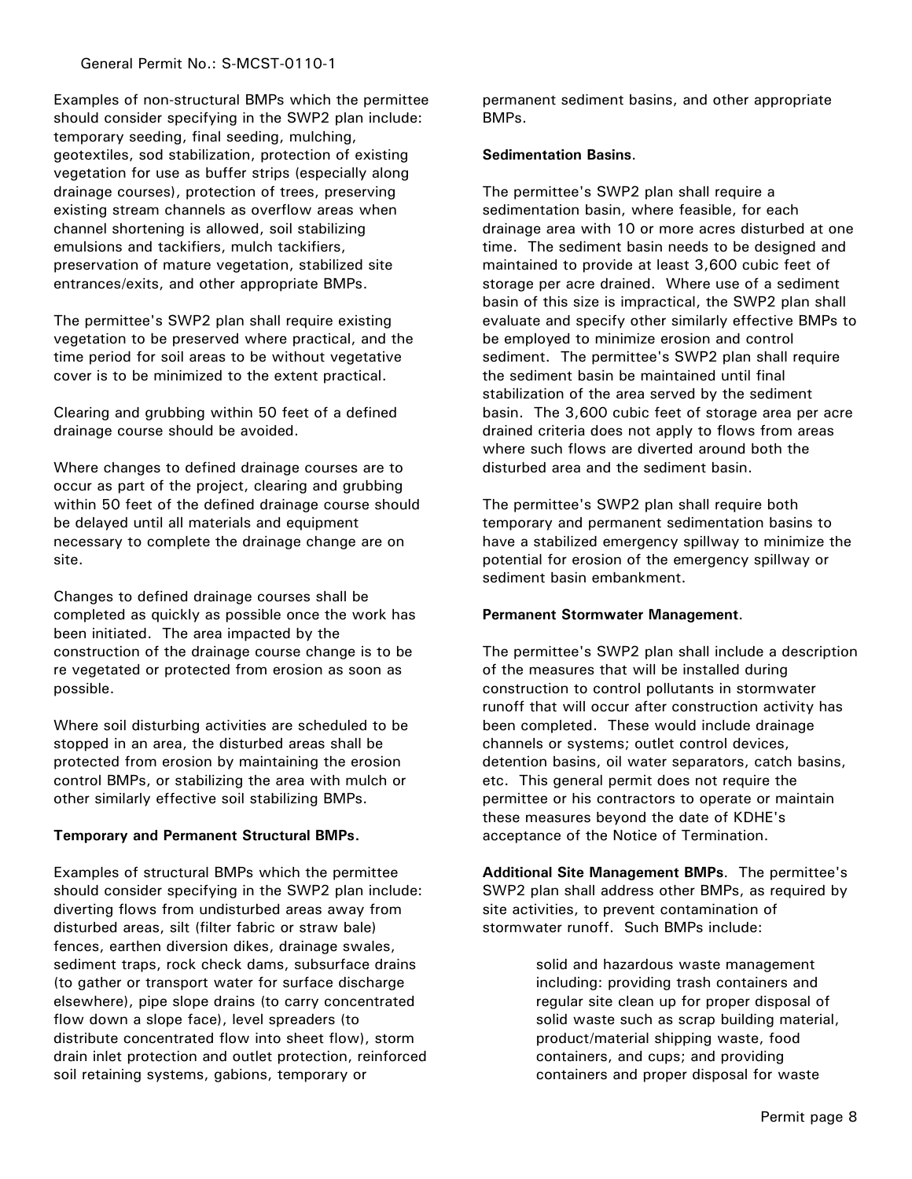Examples of non-structural BMPs which the permittee should consider specifying in the SWP2 plan include: temporary seeding, final seeding, mulching, geotextiles, sod stabilization, protection of existing vegetation for use as buffer strips (especially along drainage courses), protection of trees, preserving existing stream channels as overflow areas when channel shortening is allowed, soil stabilizing emulsions and tackifiers, mulch tackifiers, preservation of mature vegetation, stabilized site entrances/exits, and other appropriate BMPs.

The permittee's SWP2 plan shall require existing vegetation to be preserved where practical, and the time period for soil areas to be without vegetative cover is to be minimized to the extent practical.

Clearing and grubbing within 50 feet of a defined drainage course should be avoided.

Where changes to defined drainage courses are to occur as part of the project, clearing and grubbing within 50 feet of the defined drainage course should be delayed until all materials and equipment necessary to complete the drainage change are on site.

Changes to defined drainage courses shall be completed as quickly as possible once the work has been initiated. The area impacted by the construction of the drainage course change is to be re vegetated or protected from erosion as soon as possible.

Where soil disturbing activities are scheduled to be stopped in an area, the disturbed areas shall be protected from erosion by maintaining the erosion control BMPs, or stabilizing the area with mulch or other similarly effective soil stabilizing BMPs.

**Temporary and Permanent Structural BMPs.**

Examples of structural BMPs which the permittee should consider specifying in the SWP2 plan include: diverting flows from undisturbed areas away from disturbed areas, silt (filter fabric or straw bale) fences, earthen diversion dikes, drainage swales, sediment traps, rock check dams, subsurface drains (to gather or transport water for surface discharge elsewhere), pipe slope drains (to carry concentrated flow down a slope face), level spreaders (to distribute concentrated flow into sheet flow), storm drain inlet protection and outlet protection, reinforced soil retaining systems, gabions, temporary or permanent sediment basins, and other appropriate BMPs.

**Sedimentation Basins.**

The permittee's SWP2 plan shall require a sedimentation basin, where feasible, for each drainage area with 10 or more acres disturbed at one time. The sediment basin needs to be designed and maintained to provide at least 3,600 cubic feet of storage per acre drained. Where use of a sediment basin of this size is impractical, the SWP2 plan shall evaluate and specify other similarly effective BMPs to be employed to minimize erosion and control sediment. The permittee's SWP2 plan shall require the sediment basin be maintained until final stabilization of the area served by the sediment basin. The 3,600 cubic feet of storage area per acre drained criteria does not apply to flows from areas where such flows are diverted around both the disturbed area and the sediment basin.

The permittee's SWP2 plan shall require both temporary and permanent sedimentation basins to have a stabilized emergency spillway to minimize the potential for erosion of the emergency spillway or sediment basin embankment.

**Permanent Stormwater Management.**

The permittee's SWP2 plan shall include a description of the measures that will be installed during construction to control pollutants in stormwater runoff that will occur after construction activity has been completed. These would include drainage channels or systems; outlet control devices, detention basins, oil water separators, catch basins, etc. This general permit does not require the permittee or his contractors to operate or maintain these measures beyond the date of KDHE's acceptance of the Notice of Termination.

**Additional Site Management BMPs.** The permittee's SWP2 plan shall address other BMPs, as required by site activities, to prevent contamination of stormwater runoff. Such BMPs include:

> solid and hazardous waste management including: providing trash containers and regular site clean up for proper disposal of solid waste such as scrap building material, product/material shipping waste, food containers, and cups; and providing containers and proper disposal for waste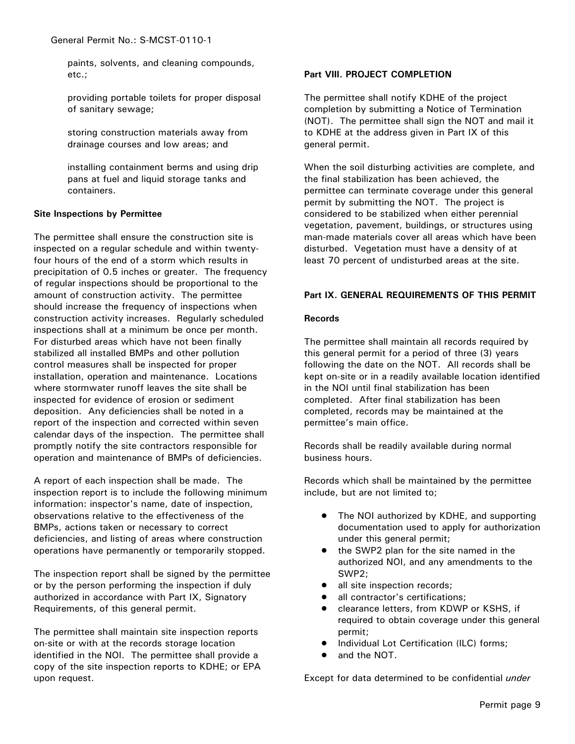paints, solvents, and cleaning compounds, etc.;

providing portable toilets for proper disposal of sanitary sewage;

storing construction materials away from drainage courses and low areas; and

installing containment berms and using drip pans at fuel and liquid storage tanks and containers.

**Site Inspections by Permittee**

The permittee shall ensure the construction site is inspected on a regular schedule and within twenty-four hours of the end of a storm which results in precipitation of 0.5 inches or greater. The frequency of regular inspections should be proportional to the amount of construction activity. The permittee should increase the frequency of inspections when construction activity increases. Regularly scheduled inspections shall at a minimum be once per month. For disturbed areas which have not been finally stabilized all installed BMPs and other pollution control measures shall be inspected for proper installation, operation and maintenance. Locations where stormwater runoff leaves the site shall be inspected for evidence of erosion or sediment deposition. Any deficiencies shall be noted in a report of the inspection and corrected within seven calendar days of the inspection. The permittee shall promptly notify the site contractors responsible for operation and maintenance of BMPs of deficiencies.

A report of each inspection shall be made. The inspection report is to include the following minimum information: inspector's name, date of inspection, observations relative to the effectiveness of the BMPs, actions taken or necessary to correct deficiencies, and listing of areas where construction operations have permanently or temporarily stopped.

The inspection report shall be signed by the permittee or by the person performing the inspection if duly authorized in accordance with Part IX, Signatory Requirements, of this general permit.

The permittee shall maintain site inspection reports on-site or with at the records storage location identified in the NOI. The permittee shall provide a copy of the site inspection reports to KDHE; or EPA upon request.

**Part VIII. PROJECT COMPLETION**

The permittee shall notify KDHE of the project completion by submitting a Notice of Termination (NOT). The permittee shall sign the NOT and mail it to KDHE at the address given in Part IX of this general permit.

When the soil disturbing activities are complete, and the final stabilization has been achieved, the permittee can terminate coverage under this general permit by submitting the NOT. The project is considered to be stabilized when either perennial vegetation, pavement, buildings, or structures using man-made materials cover all areas which have been disturbed. Vegetation must have a density of at least 70 percent of undisturbed areas at the site.

**Part IX. GENERAL REQUIREMENTS OF THIS PERMIT**

**Records**

The permittee shall maintain all records required by this general permit for a period of three (3) years following the date on the NOT. All records shall be kept on-site or in a readily available location identified in the NOI until final stabilization has been completed. After final stabilization has been completed, records may be maintained at the permittee's main office.

Records shall be readily available during normal business hours.

Records which shall be maintained by the permittee include, but are not limited to;

- The NOI authorized by KDHE, and supporting documentation used to apply for authorization under this general permit;
- the SWP2 plan for the site named in the authorized NOI, and any amendments to the SWP2;
- all site inspection records;
- all contractor's certifications;
- clearance letters, from KDWP or KSHS, if required to obtain coverage under this general permit;
- Individual Lot Certification (ILC) forms;
- and the NOT.

Except for data determined to be confidential *under*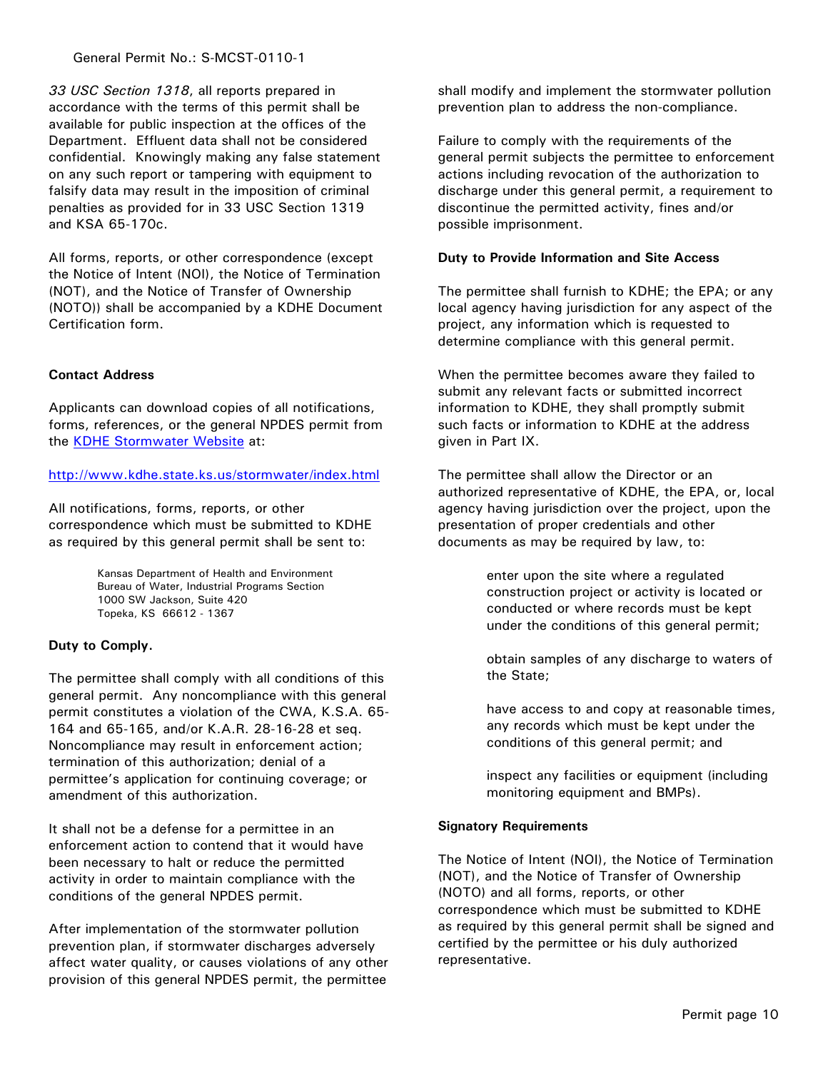*33 USC Section 1318*, all reports prepared in accordance with the terms of this permit shall be available for public inspection at the offices of the Department. Effluent data shall not be considered confidential. Knowingly making any false statement on any such report or tampering with equipment to falsify data may result in the imposition of criminal penalties as provided for in 33 USC Section 1319 and KSA 65-170c.

All forms, reports, or other correspondence (except the Notice of Intent (NOI), the Notice of Termination (NOT), and the Notice of Transfer of Ownership (NOTO)) shall be accompanied by a KDHE Document Certification form.

**Contact Address**

Applicants can download copies of all notifications, forms, references, or the general NPDES permit from the KDHE Stormwater Website at:

http://www.kdhe.state.ks.us/stormwater/index.html

All notifications, forms, reports, or other correspondence which must be submitted to KDHE as required by this general permit shall be sent to:

> Kansas Department of Health and Environment
> Bureau of Water, Industrial Programs Section
> 1000 SW Jackson, Suite 420
> Topeka, KS 66612 - 1367

**Duty to Comply.**

The permittee shall comply with all conditions of this general permit. Any noncompliance with this general permit constitutes a violation of the CWA, K.S.A. 65-164 and 65-165, and/or K.A.R. 28-16-28 et seq. Noncompliance may result in enforcement action; termination of this authorization; denial of a permittee's application for continuing coverage; or amendment of this authorization.

It shall not be a defense for a permittee in an enforcement action to contend that it would have been necessary to halt or reduce the permitted activity in order to maintain compliance with the conditions of the general NPDES permit.

After implementation of the stormwater pollution prevention plan, if stormwater discharges adversely affect water quality, or causes violations of any other provision of this general NPDES permit, the permittee shall modify and implement the stormwater pollution prevention plan to address the non-compliance.

Failure to comply with the requirements of the general permit subjects the permittee to enforcement actions including revocation of the authorization to discharge under this general permit, a requirement to discontinue the permitted activity, fines and/or possible imprisonment.

**Duty to Provide Information and Site Access**

The permittee shall furnish to KDHE; the EPA; or any local agency having jurisdiction for any aspect of the project, any information which is requested to determine compliance with this general permit.

When the permittee becomes aware they failed to submit any relevant facts or submitted incorrect information to KDHE, they shall promptly submit such facts or information to KDHE at the address given in Part IX.

The permittee shall allow the Director or an authorized representative of KDHE, the EPA, or, local agency having jurisdiction over the project, upon the presentation of proper credentials and other documents as may be required by law, to:

> enter upon the site where a regulated construction project or activity is located or conducted or where records must be kept under the conditions of this general permit;
>
> obtain samples of any discharge to waters of the State;
>
> have access to and copy at reasonable times, any records which must be kept under the conditions of this general permit; and
>
> inspect any facilities or equipment (including monitoring equipment and BMPs).

**Signatory Requirements**

The Notice of Intent (NOI), the Notice of Termination (NOT), and the Notice of Transfer of Ownership (NOTO) and all forms, reports, or other correspondence which must be submitted to KDHE as required by this general permit shall be signed and certified by the permittee or his duly authorized representative.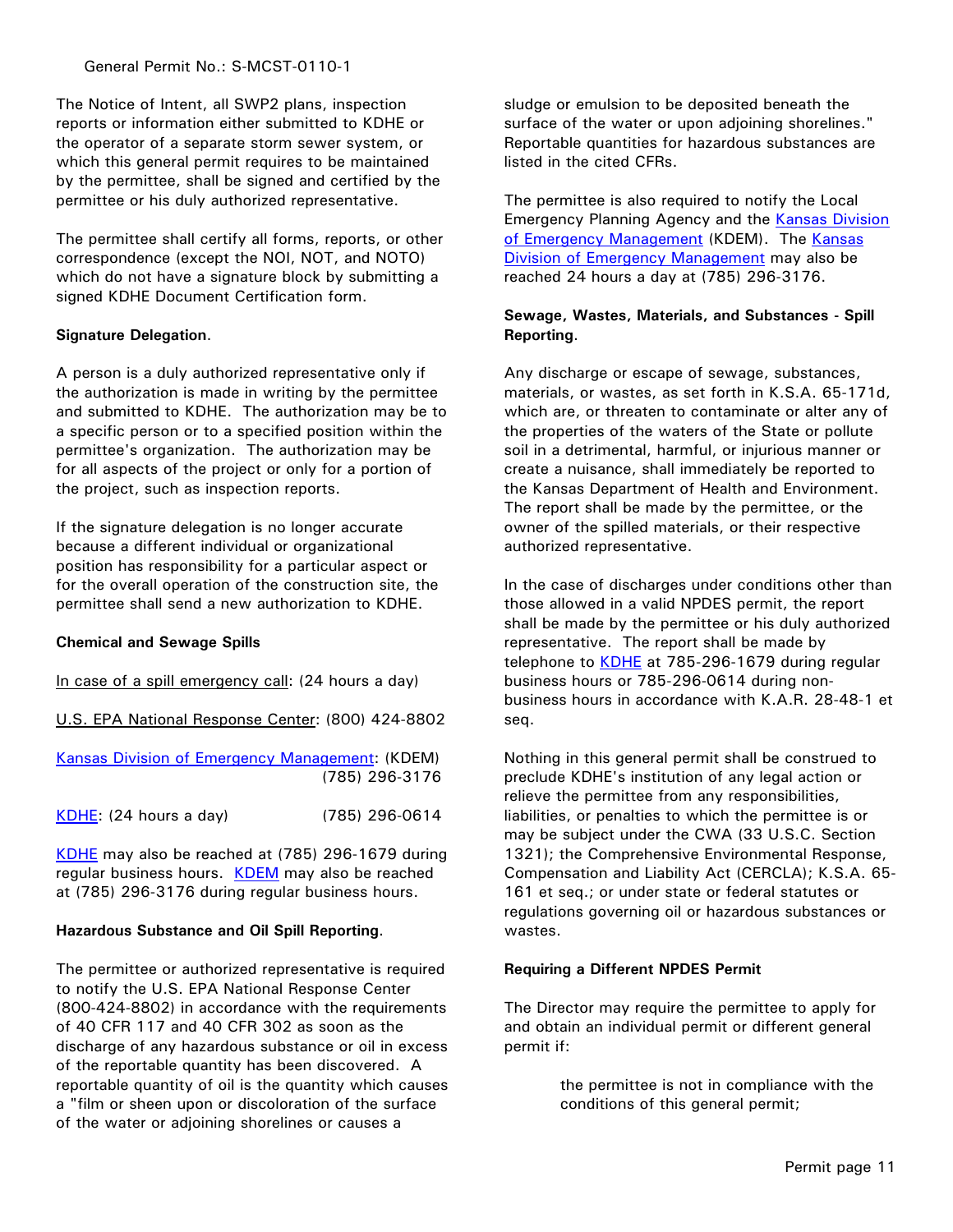The Notice of Intent, all SWP2 plans, inspection reports or information either submitted to KDHE or the operator of a separate storm sewer system, or which this general permit requires to be maintained by the permittee, shall be signed and certified by the permittee or his duly authorized representative.

The permittee shall certify all forms, reports, or other correspondence (except the NOI, NOT, and NOTO) which do not have a signature block by submitting a signed KDHE Document Certification form.

**Signature Delegation.**

A person is a duly authorized representative only if the authorization is made in writing by the permittee and submitted to KDHE. The authorization may be to a specific person or to a specified position within the permittee's organization. The authorization may be for all aspects of the project or only for a portion of the project, such as inspection reports.

If the signature delegation is no longer accurate because a different individual or organizational position has responsibility for a particular aspect or for the overall operation of the construction site, the permittee shall send a new authorization to KDHE.

**Chemical and Sewage Spills**

In case of a spill emergency call: (24 hours a day)

U.S. EPA National Response Center: (800) 424-8802

Kansas Division of Emergency Management: (KDEM) (785) 296-3176

KDHE: (24 hours a day) (785) 296-0614

KDHE may also be reached at (785) 296-1679 during regular business hours. KDEM may also be reached at (785) 296-3176 during regular business hours.

**Hazardous Substance and Oil Spill Reporting.**

The permittee or authorized representative is required to notify the U.S. EPA National Response Center (800-424-8802) in accordance with the requirements of 40 CFR 117 and 40 CFR 302 as soon as the discharge of any hazardous substance or oil in excess of the reportable quantity has been discovered. A reportable quantity of oil is the quantity which causes a "film or sheen upon or discoloration of the surface of the water or adjoining shorelines or causes a sludge or emulsion to be deposited beneath the surface of the water or upon adjoining shorelines." Reportable quantities for hazardous substances are listed in the cited CFRs.

The permittee is also required to notify the Local Emergency Planning Agency and the Kansas Division of Emergency Management (KDEM). The Kansas Division of Emergency Management may also be reached 24 hours a day at (785) 296-3176.

**Sewage, Wastes, Materials, and Substances - Spill Reporting.**

Any discharge or escape of sewage, substances, materials, or wastes, as set forth in K.S.A. 65-171d, which are, or threaten to contaminate or alter any of the properties of the waters of the State or pollute soil in a detrimental, harmful, or injurious manner or create a nuisance, shall immediately be reported to the Kansas Department of Health and Environment. The report shall be made by the permittee, or the owner of the spilled materials, or their respective authorized representative.

In the case of discharges under conditions other than those allowed in a valid NPDES permit, the report shall be made by the permittee or his duly authorized representative. The report shall be made by telephone to KDHE at 785-296-1679 during regular business hours or 785-296-0614 during non-business hours in accordance with K.A.R. 28-48-1 et seq.

Nothing in this general permit shall be construed to preclude KDHE's institution of any legal action or relieve the permittee from any responsibilities, liabilities, or penalties to which the permittee is or may be subject under the CWA (33 U.S.C. Section 1321); the Comprehensive Environmental Response, Compensation and Liability Act (CERCLA); K.S.A. 65-161 et seq.; or under state or federal statutes or regulations governing oil or hazardous substances or wastes.

**Requiring a Different NPDES Permit**

The Director may require the permittee to apply for and obtain an individual permit or different general permit if:

> the permittee is not in compliance with the conditions of this general permit;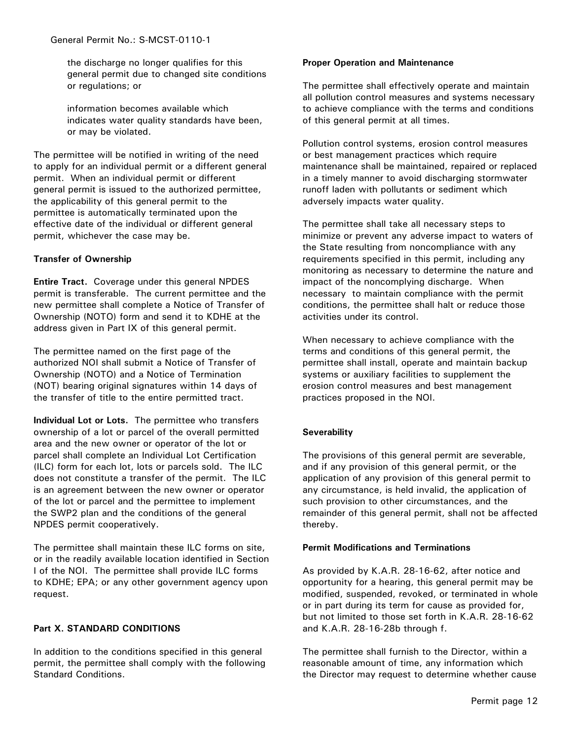the discharge no longer qualifies for this general permit due to changed site conditions or regulations; or

information becomes available which indicates water quality standards have been, or may be violated.

The permittee will be notified in writing of the need to apply for an individual permit or a different general permit. When an individual permit or different general permit is issued to the authorized permittee, the applicability of this general permit to the permittee is automatically terminated upon the effective date of the individual or different general permit, whichever the case may be.

**Transfer of Ownership**

**Entire Tract.** Coverage under this general NPDES permit is transferable. The current permittee and the new permittee shall complete a Notice of Transfer of Ownership (NOTO) form and send it to KDHE at the address given in Part IX of this general permit.

The permittee named on the first page of the authorized NOI shall submit a Notice of Transfer of Ownership (NOTO) and a Notice of Termination (NOT) bearing original signatures within 14 days of the transfer of title to the entire permitted tract.

**Individual Lot or Lots.** The permittee who transfers ownership of a lot or parcel of the overall permitted area and the new owner or operator of the lot or parcel shall complete an Individual Lot Certification (ILC) form for each lot, lots or parcels sold. The ILC does not constitute a transfer of the permit. The ILC is an agreement between the new owner or operator of the lot or parcel and the permittee to implement the SWP2 plan and the conditions of the general NPDES permit cooperatively.

The permittee shall maintain these ILC forms on site, or in the readily available location identified in Section I of the NOI. The permittee shall provide ILC forms to KDHE; EPA; or any other government agency upon request.

## Part X. STANDARD CONDITIONS

In addition to the conditions specified in this general permit, the permittee shall comply with the following Standard Conditions.

**Proper Operation and Maintenance**

The permittee shall effectively operate and maintain all pollution control measures and systems necessary to achieve compliance with the terms and conditions of this general permit at all times.

Pollution control systems, erosion control measures or best management practices which require maintenance shall be maintained, repaired or replaced in a timely manner to avoid discharging stormwater runoff laden with pollutants or sediment which adversely impacts water quality.

The permittee shall take all necessary steps to minimize or prevent any adverse impact to waters of the State resulting from noncompliance with any requirements specified in this permit, including any monitoring as necessary to determine the nature and impact of the noncomplying discharge. When necessary to maintain compliance with the permit conditions, the permittee shall halt or reduce those activities under its control.

When necessary to achieve compliance with the terms and conditions of this general permit, the permittee shall install, operate and maintain backup systems or auxiliary facilities to supplement the erosion control measures and best management practices proposed in the NOI.

**Severability**

The provisions of this general permit are severable, and if any provision of this general permit, or the application of any provision of this general permit to any circumstance, is held invalid, the application of such provision to other circumstances, and the remainder of this general permit, shall not be affected thereby.

**Permit Modifications and Terminations**

As provided by K.A.R. 28-16-62, after notice and opportunity for a hearing, this general permit may be modified, suspended, revoked, or terminated in whole or in part during its term for cause as provided for, but not limited to those set forth in K.A.R. 28-16-62 and K.A.R. 28-16-28b through f.

The permittee shall furnish to the Director, within a reasonable amount of time, any information which the Director may request to determine whether cause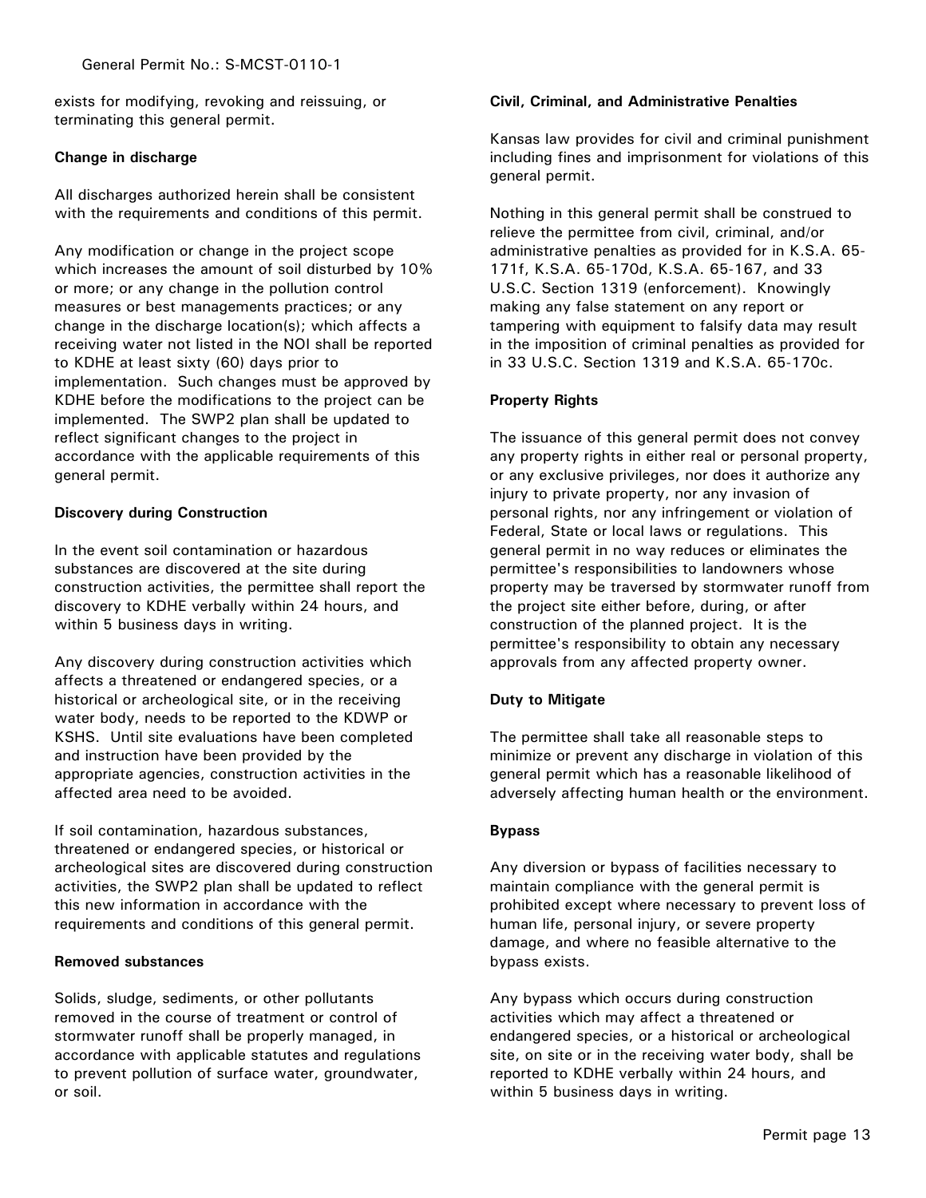exists for modifying, revoking and reissuing, or terminating this general permit.

**Change in discharge**

All discharges authorized herein shall be consistent with the requirements and conditions of this permit.

Any modification or change in the project scope which increases the amount of soil disturbed by 10% or more; or any change in the pollution control measures or best managements practices; or any change in the discharge location(s); which affects a receiving water not listed in the NOI shall be reported to KDHE at least sixty (60) days prior to implementation. Such changes must be approved by KDHE before the modifications to the project can be implemented. The SWP2 plan shall be updated to reflect significant changes to the project in accordance with the applicable requirements of this general permit.

**Discovery during Construction**

In the event soil contamination or hazardous substances are discovered at the site during construction activities, the permittee shall report the discovery to KDHE verbally within 24 hours, and within 5 business days in writing.

Any discovery during construction activities which affects a threatened or endangered species, or a historical or archeological site, or in the receiving water body, needs to be reported to the KDWP or KSHS. Until site evaluations have been completed and instruction have been provided by the appropriate agencies, construction activities in the affected area need to be avoided.

If soil contamination, hazardous substances, threatened or endangered species, or historical or archeological sites are discovered during construction activities, the SWP2 plan shall be updated to reflect this new information in accordance with the requirements and conditions of this general permit.

**Removed substances**

Solids, sludge, sediments, or other pollutants removed in the course of treatment or control of stormwater runoff shall be properly managed, in accordance with applicable statutes and regulations to prevent pollution of surface water, groundwater, or soil.

**Civil, Criminal, and Administrative Penalties**

Kansas law provides for civil and criminal punishment including fines and imprisonment for violations of this general permit.

Nothing in this general permit shall be construed to relieve the permittee from civil, criminal, and/or administrative penalties as provided for in K.S.A. 65-171f, K.S.A. 65-170d, K.S.A. 65-167, and 33 U.S.C. Section 1319 (enforcement). Knowingly making any false statement on any report or tampering with equipment to falsify data may result in the imposition of criminal penalties as provided for in 33 U.S.C. Section 1319 and K.S.A. 65-170c.

**Property Rights**

The issuance of this general permit does not convey any property rights in either real or personal property, or any exclusive privileges, nor does it authorize any injury to private property, nor any invasion of personal rights, nor any infringement or violation of Federal, State or local laws or regulations. This general permit in no way reduces or eliminates the permittee's responsibilities to landowners whose property may be traversed by stormwater runoff from the project site either before, during, or after construction of the planned project. It is the permittee's responsibility to obtain any necessary approvals from any affected property owner.

**Duty to Mitigate**

The permittee shall take all reasonable steps to minimize or prevent any discharge in violation of this general permit which has a reasonable likelihood of adversely affecting human health or the environment.

**Bypass**

Any diversion or bypass of facilities necessary to maintain compliance with the general permit is prohibited except where necessary to prevent loss of human life, personal injury, or severe property damage, and where no feasible alternative to the bypass exists.

Any bypass which occurs during construction activities which may affect a threatened or endangered species, or a historical or archeological site, on site or in the receiving water body, shall be reported to KDHE verbally within 24 hours, and within 5 business days in writing.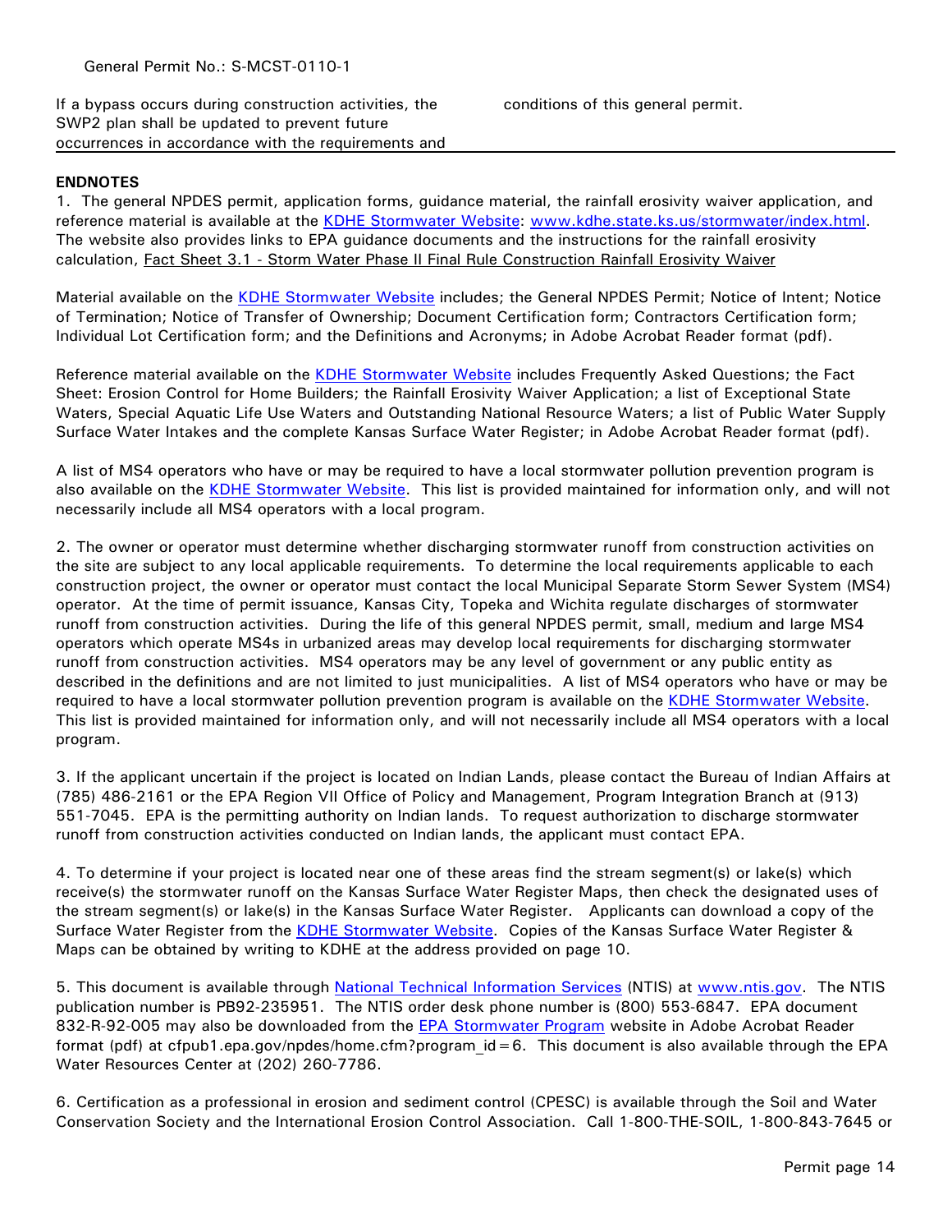If a bypass occurs during construction activities, the SWP2 plan shall be updated to prevent future occurrences in accordance with the requirements and conditions of this general permit.

**ENDNOTES**

1. The general NPDES permit, application forms, guidance material, the rainfall erosivity waiver application, and reference material is available at the KDHE Stormwater Website: www.kdhe.state.ks.us/stormwater/index.html. The website also provides links to EPA guidance documents and the instructions for the rainfall erosivity calculation, Fact Sheet 3.1 - Storm Water Phase II Final Rule Construction Rainfall Erosivity Waiver

Material available on the KDHE Stormwater Website includes; the General NPDES Permit; Notice of Intent; Notice of Termination; Notice of Transfer of Ownership; Document Certification form; Contractors Certification form; Individual Lot Certification form; and the Definitions and Acronyms; in Adobe Acrobat Reader format (pdf).

Reference material available on the KDHE Stormwater Website includes Frequently Asked Questions; the Fact Sheet: Erosion Control for Home Builders; the Rainfall Erosivity Waiver Application; a list of Exceptional State Waters, Special Aquatic Life Use Waters and Outstanding National Resource Waters; a list of Public Water Supply Surface Water Intakes and the complete Kansas Surface Water Register; in Adobe Acrobat Reader format (pdf).

A list of MS4 operators who have or may be required to have a local stormwater pollution prevention program is also available on the KDHE Stormwater Website. This list is provided maintained for information only, and will not necessarily include all MS4 operators with a local program.

2. The owner or operator must determine whether discharging stormwater runoff from construction activities on the site are subject to any local applicable requirements. To determine the local requirements applicable to each construction project, the owner or operator must contact the local Municipal Separate Storm Sewer System (MS4) operator. At the time of permit issuance, Kansas City, Topeka and Wichita regulate discharges of stormwater runoff from construction activities. During the life of this general NPDES permit, small, medium and large MS4 operators which operate MS4s in urbanized areas may develop local requirements for discharging stormwater runoff from construction activities. MS4 operators may be any level of government or any public entity as described in the definitions and are not limited to just municipalities. A list of MS4 operators who have or may be required to have a local stormwater pollution prevention program is available on the KDHE Stormwater Website. This list is provided maintained for information only, and will not necessarily include all MS4 operators with a local program.

3. If the applicant uncertain if the project is located on Indian Lands, please contact the Bureau of Indian Affairs at (785) 486-2161 or the EPA Region VII Office of Policy and Management, Program Integration Branch at (913) 551-7045. EPA is the permitting authority on Indian lands. To request authorization to discharge stormwater runoff from construction activities conducted on Indian lands, the applicant must contact EPA.

4. To determine if your project is located near one of these areas find the stream segment(s) or lake(s) which receive(s) the stormwater runoff on the Kansas Surface Water Register Maps, then check the designated uses of the stream segment(s) or lake(s) in the Kansas Surface Water Register. Applicants can download a copy of the Surface Water Register from the KDHE Stormwater Website. Copies of the Kansas Surface Water Register & Maps can be obtained by writing to KDHE at the address provided on page 10.

5. This document is available through National Technical Information Services (NTIS) at www.ntis.gov. The NTIS publication number is PB92-235951. The NTIS order desk phone number is (800) 553-6847. EPA document 832-R-92-005 may also be downloaded from the EPA Stormwater Program website in Adobe Acrobat Reader format (pdf) at cfpub1.epa.gov/npdes/home.cfm?program_id=6. This document is also available through the EPA Water Resources Center at (202) 260-7786.

6. Certification as a professional in erosion and sediment control (CPESC) is available through the Soil and Water Conservation Society and the International Erosion Control Association. Call 1-800-THE-SOIL, 1-800-843-7645 or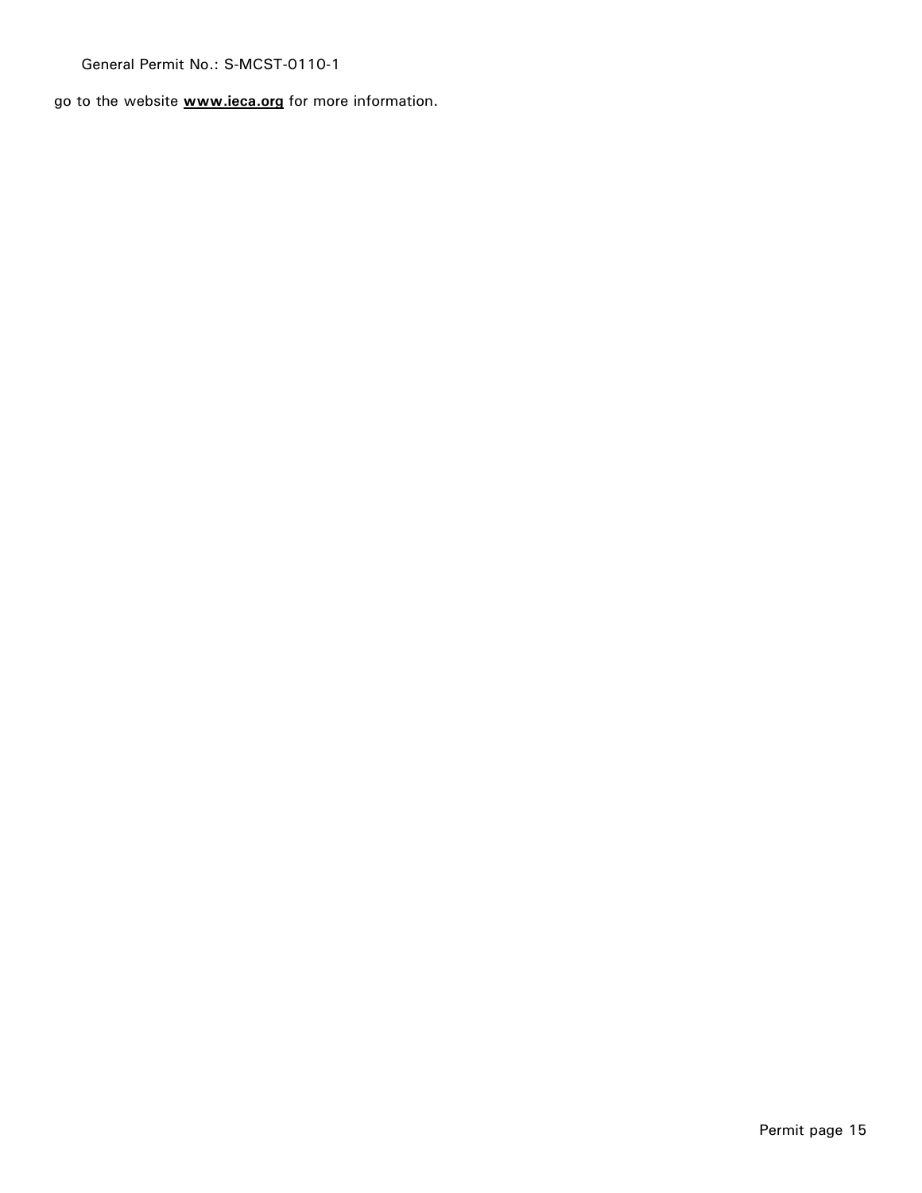go to the website **www.ieca.org** for more information.